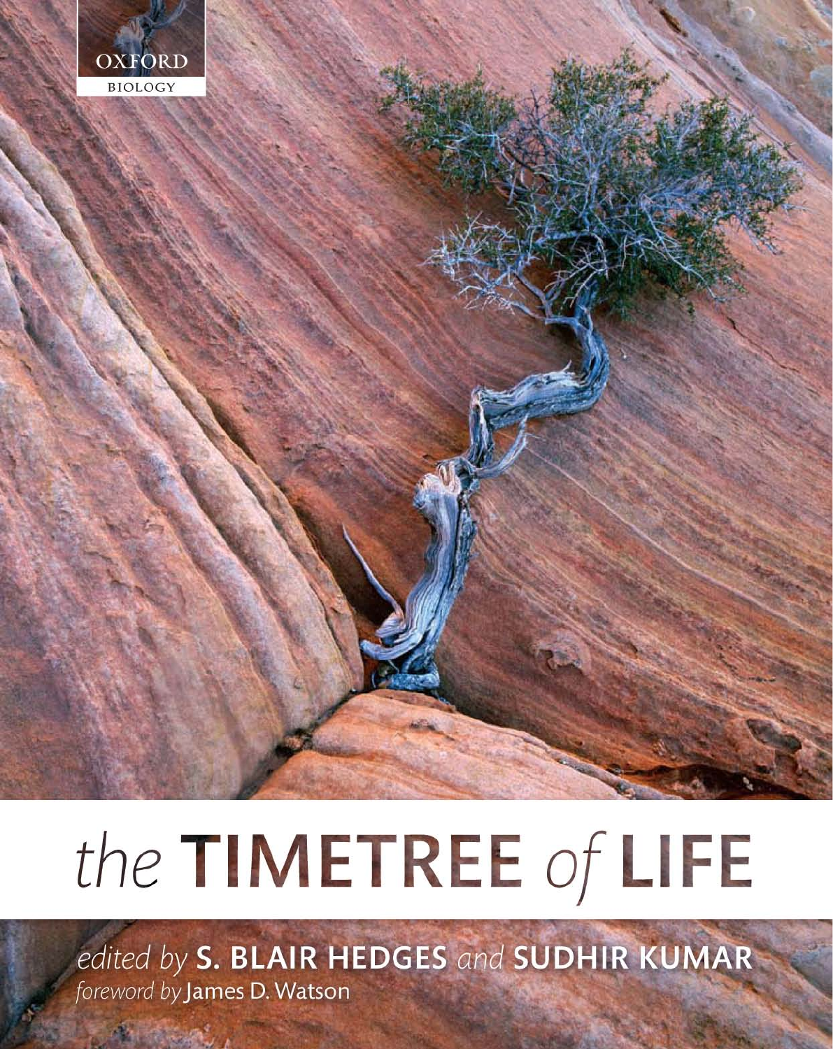OXFORD
BIOLOGY

# the TIMETREE of LIFE

*edited by* **S. BLAIR HEDGES** *and* **SUDHIR KUMAR**

*foreword by* James D. Watson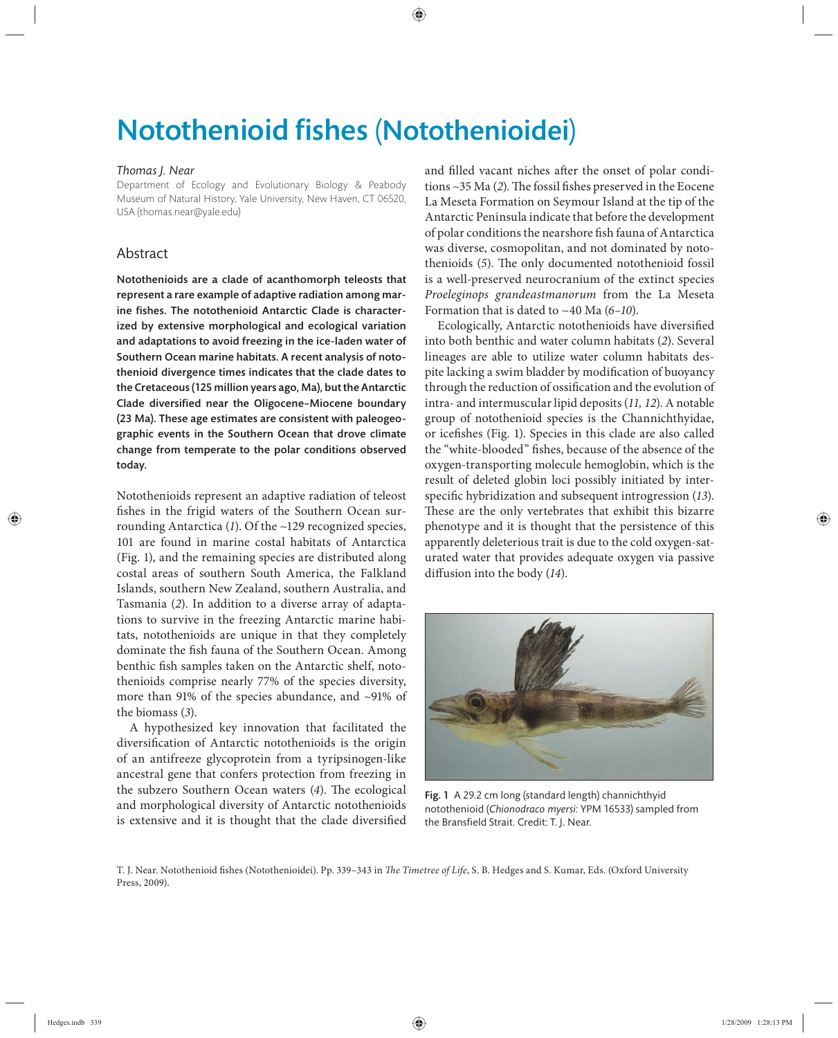# Notothenioid fishes (Notothenioidei)

*Thomas J. Near*

Department of Ecology and Evolutionary Biology & Peabody Museum of Natural History, Yale University, New Haven, CT 06520, USA (thomas.near@yale.edu)

## Abstract

**Notothenioids are a clade of acanthomorph teleosts that represent a rare example of adaptive radiation among marine fishes. The notothenioid Antarctic Clade is characterized by extensive morphological and ecological variation and adaptations to avoid freezing in the ice-laden water of Southern Ocean marine habitats. A recent analysis of notothenioid divergence times indicates that the clade dates to the Cretaceous (125 million years ago, Ma), but the Antarctic Clade diversified near the Oligocene–Miocene boundary (23 Ma). These age estimates are consistent with paleogeographic events in the Southern Ocean that drove climate change from temperate to the polar conditions observed today.**

Notothenioids represent an adaptive radiation of teleost fishes in the frigid waters of the Southern Ocean surrounding Antarctica (*1*). Of the ~129 recognized species, 101 are found in marine costal habitats of Antarctica (Fig. 1), and the remaining species are distributed along costal areas of southern South America, the Falkland Islands, southern New Zealand, southern Australia, and Tasmania (*2*). In addition to a diverse array of adaptations to survive in the freezing Antarctic marine habitats, notothenioids are unique in that they completely dominate the fish fauna of the Southern Ocean. Among benthic fish samples taken on the Antarctic shelf, notothenioids comprise nearly 77% of the species diversity, more than 91% of the species abundance, and ~91% of the biomass (*3*).

A hypothesized key innovation that facilitated the diversification of Antarctic notothenioids is the origin of an antifreeze glycoprotein from a tyripsinogen-like ancestral gene that confers protection from freezing in the subzero Southern Ocean waters (*4*). The ecological and morphological diversity of Antarctic notothenioids is extensive and it is thought that the clade diversified and filled vacant niches after the onset of polar conditions ~35 Ma (*2*). The fossil fishes preserved in the Eocene La Meseta Formation on Seymour Island at the tip of the Antarctic Peninsula indicate that before the development of polar conditions the nearshore fish fauna of Antarctica was diverse, cosmopolitan, and not dominated by notothenioids (*5*). The only documented notothenioid fossil is a well-preserved neurocranium of the extinct species *Proeleginops grandeastmanorum* from the La Meseta Formation that is dated to ~40 Ma (*6–10*).

Ecologically, Antarctic notothenioids have diversified into both benthic and water column habitats (*2*). Several lineages are able to utilize water column habitats despite lacking a swim bladder by modification of buoyancy through the reduction of ossification and the evolution of intra- and intermuscular lipid deposits (*11, 12*). A notable group of notothenioid species is the Channichthyidae, or icefishes (Fig. 1). Species in this clade are also called the "white-blooded" fishes, because of the absence of the oxygen-transporting molecule hemoglobin, which is the result of deleted globin loci possibly initiated by interspecific hybridization and subsequent introgression (*13*). These are the only vertebrates that exhibit this bizarre phenotype and it is thought that the persistence of this apparently deleterious trait is due to the cold oxygen-saturated water that provides adequate oxygen via passive diffusion into the body (*14*).

**Fig. 1** A 29.2 cm long (standard length) channichthyid notothenioid (*Chionodraco myersi*: YPM 16533) sampled from the Bransfield Strait. Credit: T. J. Near.

T. J. Near. Notothenioid fishes (Notothenioidei). Pp. 339–343 in *The Timetree of Life*, S. B. Hedges and S. Kumar, Eds. (Oxford University Press, 2009).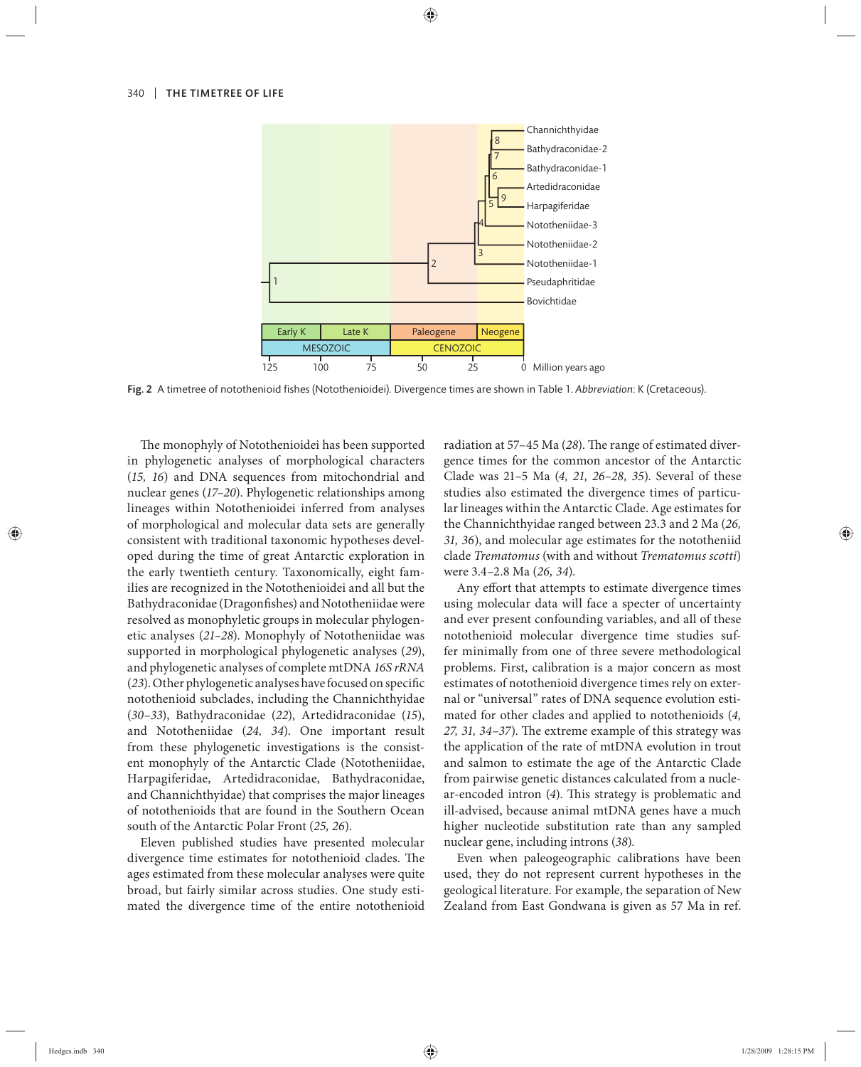Fig. 2 A timetree of notothenioid fishes (Notothenioidei). Divergence times are shown in Table 1. *Abbreviation*: K (Cretaceous).

The monophyly of Notothenioidei has been supported in phylogenetic analyses of morphological characters (*15, 16*) and DNA sequences from mitochondrial and nuclear genes (*17–20*). Phylogenetic relationships among lineages within Notothenioidei inferred from analyses of morphological and molecular data sets are generally consistent with traditional taxonomic hypotheses developed during the time of great Antarctic exploration in the early twentieth century. Taxonomically, eight families are recognized in the Notothenioidei and all but the Bathydraconidae (Dragonfishes) and Nototheniidae were resolved as monophyletic groups in molecular phylogenetic analyses (*21–28*). Monophyly of Nototheniidae was supported in morphological phylogenetic analyses (*29*), and phylogenetic analyses of complete mtDNA *16S rRNA* (*23*). Other phylogenetic analyses have focused on specific notothenioid subclades, including the Channichthyidae (*30–33*), Bathydraconidae (*22*), Artedidraconidae (*15*), and Nototheniidae (*24, 34*). One important result from these phylogenetic investigations is the consistent monophyly of the Antarctic Clade (Nototheniidae, Harpagiferidae, Artedidraconidae, Bathydraconidae, and Channichthyidae) that comprises the major lineages of notothenioids that are found in the Southern Ocean south of the Antarctic Polar Front (*25, 26*).

Eleven published studies have presented molecular divergence time estimates for notothenioid clades. The ages estimated from these molecular analyses were quite broad, but fairly similar across studies. One study estimated the divergence time of the entire notothenioid radiation at 57–45 Ma (*28*). The range of estimated divergence times for the common ancestor of the Antarctic Clade was 21–5 Ma (*4, 21, 26–28, 35*). Several of these studies also estimated the divergence times of particular lineages within the Antarctic Clade. Age estimates for the Channichthyidae ranged between 23.3 and 2 Ma (*26, 31, 36*), and molecular age estimates for the nototheniid clade *Trematomus* (with and without *Trematomus scotti*) were 3.4–2.8 Ma (*26, 34*).

Any effort that attempts to estimate divergence times using molecular data will face a specter of uncertainty and ever present confounding variables, and all of these notothenioid molecular divergence time studies suffer minimally from one of three severe methodological problems. First, calibration is a major concern as most estimates of notothenioid divergence times rely on external or "universal" rates of DNA sequence evolution estimated for other clades and applied to notothenioids (*4, 27, 31, 34–37*). The extreme example of this strategy was the application of the rate of mtDNA evolution in trout and salmon to estimate the age of the Antarctic Clade from pairwise genetic distances calculated from a nuclear-encoded intron (*4*). This strategy is problematic and ill-advised, because animal mtDNA genes have a much higher nucleotide substitution rate than any sampled nuclear gene, including introns (*38*).

Even when paleogeographic calibrations have been used, they do not represent current hypotheses in the geological literature. For example, the separation of New Zealand from East Gondwana is given as 57 Ma in ref.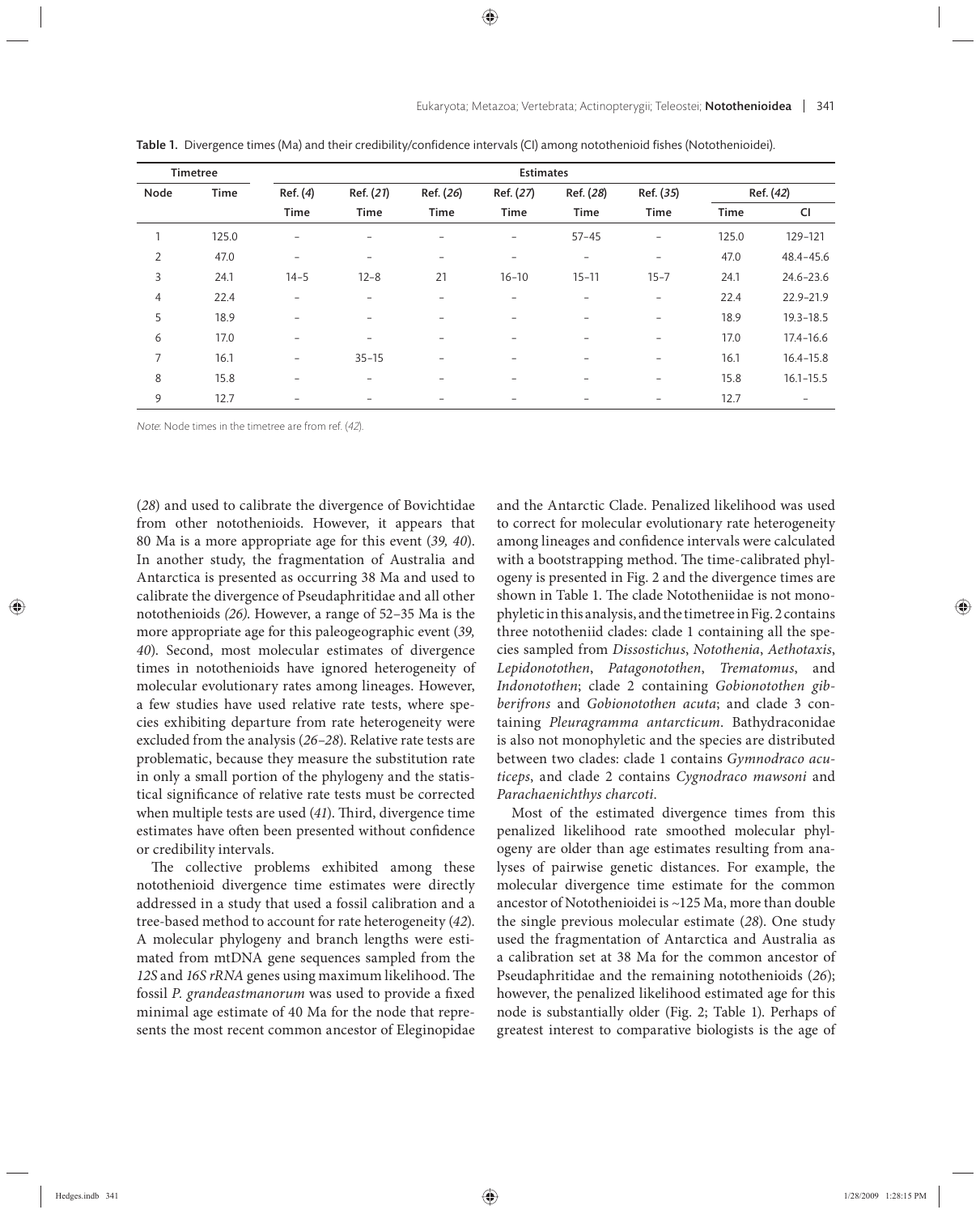**Table 1.** Divergence times (Ma) and their credibility/confidence intervals (CI) among notothenioid fishes (Notothenioidei).

| Timetree | | Estimates | | | | | | | |
|---|---|---|---|---|---|---|---|---|---|
| Node | Time | Ref. (*4*) | Ref. (*21*) | Ref. (*26*) | Ref. (*27*) | Ref. (*28*) | Ref. (*35*) | Ref. (*42*) | |
| | | Time | Time | Time | Time | Time | Time | Time | CI |
| 1 | 125.0 | – | – | – | – | 57–45 | – | 125.0 | 129–121 |
| 2 | 47.0 | – | – | – | – | – | – | 47.0 | 48.4–45.6 |
| 3 | 24.1 | 14–5 | 12–8 | 21 | 16–10 | 15–11 | 15–7 | 24.1 | 24.6–23.6 |
| 4 | 22.4 | – | – | – | – | – | – | 22.4 | 22.9–21.9 |
| 5 | 18.9 | – | – | – | – | – | – | 18.9 | 19.3–18.5 |
| 6 | 17.0 | – | – | – | – | – | – | 17.0 | 17.4–16.6 |
| 7 | 16.1 | – | 35–15 | – | – | – | – | 16.1 | 16.4–15.8 |
| 8 | 15.8 | – | – | – | – | – | – | 15.8 | 16.1–15.5 |
| 9 | 12.7 | – | – | – | – | – | – | 12.7 | – |

*Note*: Node times in the timetree are from ref. (*42*).

(*28*) and used to calibrate the divergence of Bovichtidae from other notothenioids. However, it appears that 80 Ma is a more appropriate age for this event (*39, 40*). In another study, the fragmentation of Australia and Antarctica is presented as occurring 38 Ma and used to calibrate the divergence of Pseudaphritidae and all other notothenioids *(26)*. However, a range of 52–35 Ma is the more appropriate age for this paleogeographic event (*39, 40*). Second, most molecular estimates of divergence times in notothenioids have ignored heterogeneity of molecular evolutionary rates among lineages. However, a few studies have used relative rate tests, where species exhibiting departure from rate heterogeneity were excluded from the analysis (*26–28*). Relative rate tests are problematic, because they measure the substitution rate in only a small portion of the phylogeny and the statistical significance of relative rate tests must be corrected when multiple tests are used (*41*). Third, divergence time estimates have often been presented without confidence or credibility intervals.

The collective problems exhibited among these notothenioid divergence time estimates were directly addressed in a study that used a fossil calibration and a tree-based method to account for rate heterogeneity (*42*). A molecular phylogeny and branch lengths were estimated from mtDNA gene sequences sampled from the *12S* and *16S rRNA* genes using maximum likelihood. The fossil *P. grandeastmanorum* was used to provide a fixed minimal age estimate of 40 Ma for the node that represents the most recent common ancestor of Eleginopidae and the Antarctic Clade. Penalized likelihood was used to correct for molecular evolutionary rate heterogeneity among lineages and confidence intervals were calculated with a bootstrapping method. The time-calibrated phylogeny is presented in Fig. 2 and the divergence times are shown in Table 1. The clade Nototheniidae is not monophyletic in this analysis, and the timetree in Fig. 2 contains three nototheniid clades: clade 1 containing all the species sampled from *Dissostichus*, *Notothenia*, *Aethotaxis*, *Lepidonotothen*, *Patagonotothen*, *Trematomus*, and *Indonotothen*; clade 2 containing *Gobionotothen gibberifrons* and *Gobionotothen acuta*; and clade 3 containing *Pleuragramma antarcticum*. Bathydraconidae is also not monophyletic and the species are distributed between two clades: clade 1 contains *Gymnodraco acuticeps*, and clade 2 contains *Cygnodraco mawsoni* and *Parachaenichthys charcoti*.

Most of the estimated divergence times from this penalized likelihood rate smoothed molecular phylogeny are older than age estimates resulting from analyses of pairwise genetic distances. For example, the molecular divergence time estimate for the common ancestor of Notothenioidei is ~125 Ma, more than double the single previous molecular estimate (*28*). One study used the fragmentation of Antarctica and Australia as a calibration set at 38 Ma for the common ancestor of Pseudaphritidae and the remaining notothenioids (*26*); however, the penalized likelihood estimated age for this node is substantially older (Fig. 2; Table 1). Perhaps of greatest interest to comparative biologists is the age of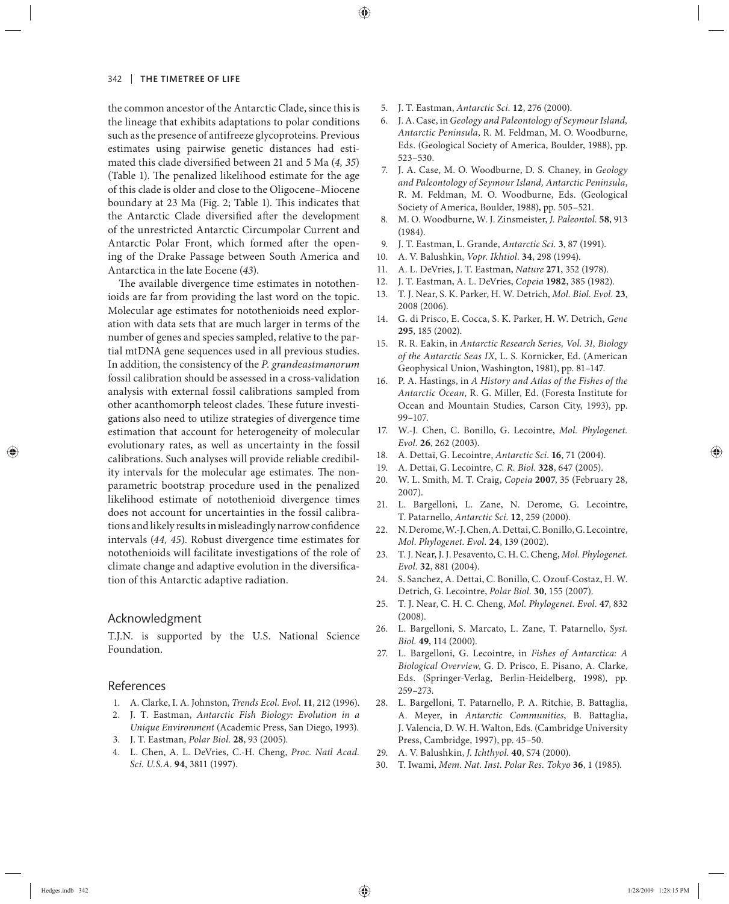the common ancestor of the Antarctic Clade, since this is the lineage that exhibits adaptations to polar conditions such as the presence of antifreeze glycoproteins. Previous estimates using pairwise genetic distances had estimated this clade diversified between 21 and 5 Ma (*4, 35*) (Table 1). The penalized likelihood estimate for the age of this clade is older and close to the Oligocene–Miocene boundary at 23 Ma (Fig. 2; Table 1). This indicates that the Antarctic Clade diversified after the development of the unrestricted Antarctic Circumpolar Current and Antarctic Polar Front, which formed after the opening of the Drake Passage between South America and Antarctica in the late Eocene (*43*).

The available divergence time estimates in notothenioids are far from providing the last word on the topic. Molecular age estimates for notothenioids need exploration with data sets that are much larger in terms of the number of genes and species sampled, relative to the partial mtDNA gene sequences used in all previous studies. In addition, the consistency of the *P. grandeastmanorum* fossil calibration should be assessed in a cross-validation analysis with external fossil calibrations sampled from other acanthomorph teleost clades. These future investigations also need to utilize strategies of divergence time estimation that account for heterogeneity of molecular evolutionary rates, as well as uncertainty in the fossil calibrations. Such analyses will provide reliable credibility intervals for the molecular age estimates. The nonparametric bootstrap procedure used in the penalized likelihood estimate of notothenioid divergence times does not account for uncertainties in the fossil calibrations and likely results in misleadingly narrow confidence intervals (*44, 45*). Robust divergence time estimates for notothenioids will facilitate investigations of the role of climate change and adaptive evolution in the diversification of this Antarctic adaptive radiation.

## Acknowledgment

T.J.N. is supported by the U.S. National Science Foundation.

## References

1. A. Clarke, I. A. Johnston, *Trends Ecol. Evol.* **11**, 212 (1996).
2. J. T. Eastman, *Antarctic Fish Biology: Evolution in a Unique Environment* (Academic Press, San Diego, 1993).
3. J. T. Eastman, *Polar Biol.* **28**, 93 (2005).
4. L. Chen, A. L. DeVries, C.-H. Cheng, *Proc. Natl Acad. Sci. U.S.A.* **94**, 3811 (1997).
5. J. T. Eastman, *Antarctic Sci.* **12**, 276 (2000).
6. J. A. Case, in *Geology and Paleontology of Seymour Island, Antarctic Peninsula*, R. M. Feldman, M. O. Woodburne, Eds. (Geological Society of America, Boulder, 1988), pp. 523–530.
7. J. A. Case, M. O. Woodburne, D. S. Chaney, in *Geology and Paleontology of Seymour Island, Antarctic Peninsula*, R. M. Feldman, M. O. Woodburne, Eds. (Geological Society of America, Boulder, 1988), pp. 505–521.
8. M. O. Woodburne, W. J. Zinsmeister, *J. Paleontol.* **58**, 913 (1984).
9. J. T. Eastman, L. Grande, *Antarctic Sci.* **3**, 87 (1991).
10. A. V. Balushkin, *Vopr. Ikhtiol.* **34**, 298 (1994).
11. A. L. DeVries, J. T. Eastman, *Nature* **271**, 352 (1978).
12. J. T. Eastman, A. L. DeVries, *Copeia* **1982**, 385 (1982).
13. T. J. Near, S. K. Parker, H. W. Detrich, *Mol. Biol. Evol.* **23**, 2008 (2006).
14. G. di Prisco, E. Cocca, S. K. Parker, H. W. Detrich, *Gene* **295**, 185 (2002).
15. R. R. Eakin, in *Antarctic Research Series, Vol. 31, Biology of the Antarctic Seas IX*, L. S. Kornicker, Ed. (American Geophysical Union, Washington, 1981), pp. 81–147.
16. P. A. Hastings, in *A History and Atlas of the Fishes of the Antarctic Ocean*, R. G. Miller, Ed. (Foresta Institute for Ocean and Mountain Studies, Carson City, 1993), pp. 99–107.
17. W.-J. Chen, C. Bonillo, G. Lecointre, *Mol. Phylogenet. Evol.* **26**, 262 (2003).
18. A. Dettaï, G. Lecointre, *Antarctic Sci.* **16**, 71 (2004).
19. A. Dettaï, G. Lecointre, *C. R. Biol.* **328**, 647 (2005).
20. W. L. Smith, M. T. Craig, *Copeia* **2007**, 35 (February 28, 2007).
21. L. Bargelloni, L. Zane, N. Derome, G. Lecointre, T. Patarnello, *Antarctic Sci.* **12**, 259 (2000).
22. N. Derome, W.-J. Chen, A. Dettai, C. Bonillo, G. Lecointre, *Mol. Phylogenet. Evol.* **24**, 139 (2002).
23. T. J. Near, J. J. Pesavento, C. H. C. Cheng, *Mol. Phylogenet. Evol.* **32**, 881 (2004).
24. S. Sanchez, A. Dettai, C. Bonillo, C. Ozouf-Costaz, H. W. Detrich, G. Lecointre, *Polar Biol.* **30**, 155 (2007).
25. T. J. Near, C. H. C. Cheng, *Mol. Phylogenet. Evol.* **47**, 832 (2008).
26. L. Bargelloni, S. Marcato, L. Zane, T. Patarnello, *Syst. Biol.* **49**, 114 (2000).
27. L. Bargelloni, G. Lecointre, in *Fishes of Antarctica: A Biological Overview*, G. D. Prisco, E. Pisano, A. Clarke, Eds. (Springer-Verlag, Berlin-Heidelberg, 1998), pp. 259–273.
28. L. Bargelloni, T. Patarnello, P. A. Ritchie, B. Battaglia, A. Meyer, in *Antarctic Communities*, B. Battaglia, J. Valencia, D. W. H. Walton, Eds. (Cambridge University Press, Cambridge, 1997), pp. 45–50.
29. A. V. Balushkin, *J. Ichthyol.* **40**, S74 (2000).
30. T. Iwami, *Mem. Nat. Inst. Polar Res. Tokyo* **36**, 1 (1985).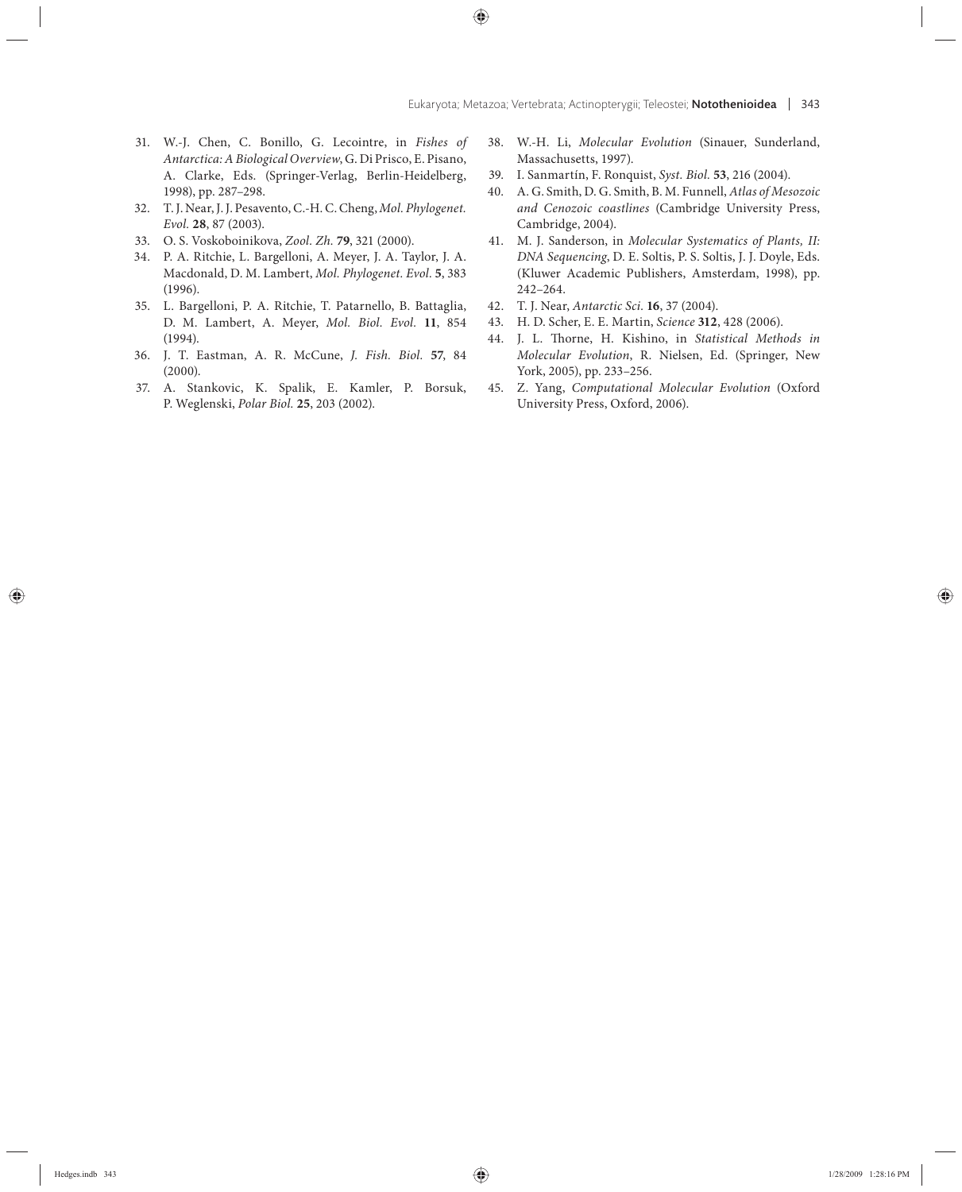31. W.-J. Chen, C. Bonillo, G. Lecointre, in *Fishes of Antarctica: A Biological Overview*, G. Di Prisco, E. Pisano, A. Clarke, Eds. (Springer-Verlag, Berlin-Heidelberg, 1998), pp. 287–298.
32. T. J. Near, J. J. Pesavento, C.-H. C. Cheng, *Mol. Phylogenet. Evol.* **28**, 87 (2003).
33. O. S. Voskoboinikova, *Zool. Zh.* **79**, 321 (2000).
34. P. A. Ritchie, L. Bargelloni, A. Meyer, J. A. Taylor, J. A. Macdonald, D. M. Lambert, *Mol. Phylogenet. Evol.* **5**, 383 (1996).
35. L. Bargelloni, P. A. Ritchie, T. Patarnello, B. Battaglia, D. M. Lambert, A. Meyer, *Mol. Biol. Evol.* **11**, 854 (1994).
36. J. T. Eastman, A. R. McCune, *J. Fish. Biol.* **57**, 84 (2000).
37. A. Stankovic, K. Spalik, E. Kamler, P. Borsuk, P. Weglenski, *Polar Biol.* **25**, 203 (2002).
38. W.-H. Li, *Molecular Evolution* (Sinauer, Sunderland, Massachusetts, 1997).
39. I. Sanmartín, F. Ronquist, *Syst. Biol.* **53**, 216 (2004).
40. A. G. Smith, D. G. Smith, B. M. Funnell, *Atlas of Mesozoic and Cenozoic coastlines* (Cambridge University Press, Cambridge, 2004).
41. M. J. Sanderson, in *Molecular Systematics of Plants, II: DNA Sequencing*, D. E. Soltis, P. S. Soltis, J. J. Doyle, Eds. (Kluwer Academic Publishers, Amsterdam, 1998), pp. 242–264.
42. T. J. Near, *Antarctic Sci.* **16**, 37 (2004).
43. H. D. Scher, E. E. Martin, *Science* **312**, 428 (2006).
44. J. L. Thorne, H. Kishino, in *Statistical Methods in Molecular Evolution*, R. Nielsen, Ed. (Springer, New York, 2005), pp. 233–256.
45. Z. Yang, *Computational Molecular Evolution* (Oxford University Press, Oxford, 2006).